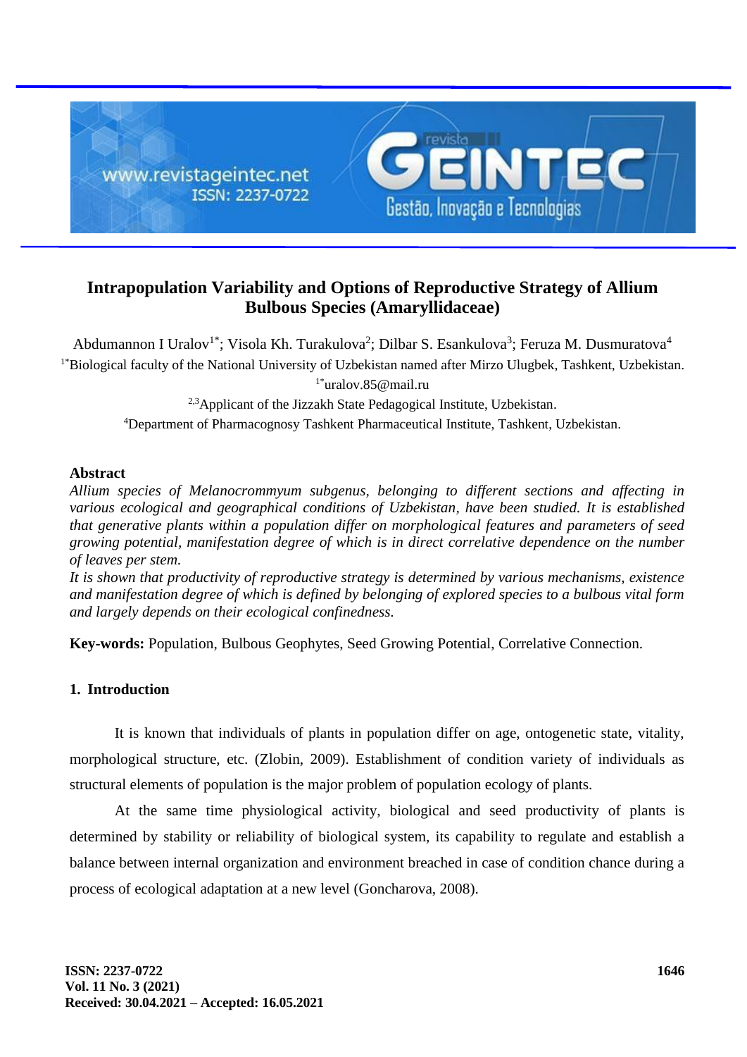# Intrapopulation Variability and Options of Reproductive Strategy of Allium Bulbous Species (Amaryllidaceae)

Abdumannon I Uralov[1*]; Visola Kh. Turakulova[2]; Dilbar S. Esankulova[3]; Feruza M. Dusmuratova[4]

[1*]Biological faculty of the National University of Uzbekistan named after Mirzo Ulugbek, Tashkent, Uzbekistan.

[1*]uralov.85@mail.ru

[2,3]Applicant of the Jizzakh State Pedagogical Institute, Uzbekistan.

[4]Department of Pharmacognosy Tashkent Pharmaceutical Institute, Tashkent, Uzbekistan.

### Abstract

*Allium species of Melanocrommyum subgenus, belonging to different sections and affecting in various ecological and geographical conditions of Uzbekistan, have been studied. It is established that generative plants within a population differ on morphological features and parameters of seed growing potential, manifestation degree of which is in direct correlative dependence on the number of leaves per stem.*

*It is shown that productivity of reproductive strategy is determined by various mechanisms, existence and manifestation degree of which is defined by belonging of explored species to a bulbous vital form and largely depends on their ecological confinedness.*

**Key-words:** Population, Bulbous Geophytes, Seed Growing Potential, Correlative Connection.

## 1. Introduction

It is known that individuals of plants in population differ on age, ontogenetic state, vitality, morphological structure, etc. (Zlobin, 2009). Establishment of condition variety of individuals as structural elements of population is the major problem of population ecology of plants.

At the same time physiological activity, biological and seed productivity of plants is determined by stability or reliability of biological system, its capability to regulate and establish a balance between internal organization and environment breached in case of condition chance during a process of ecological adaptation at a new level (Goncharova, 2008).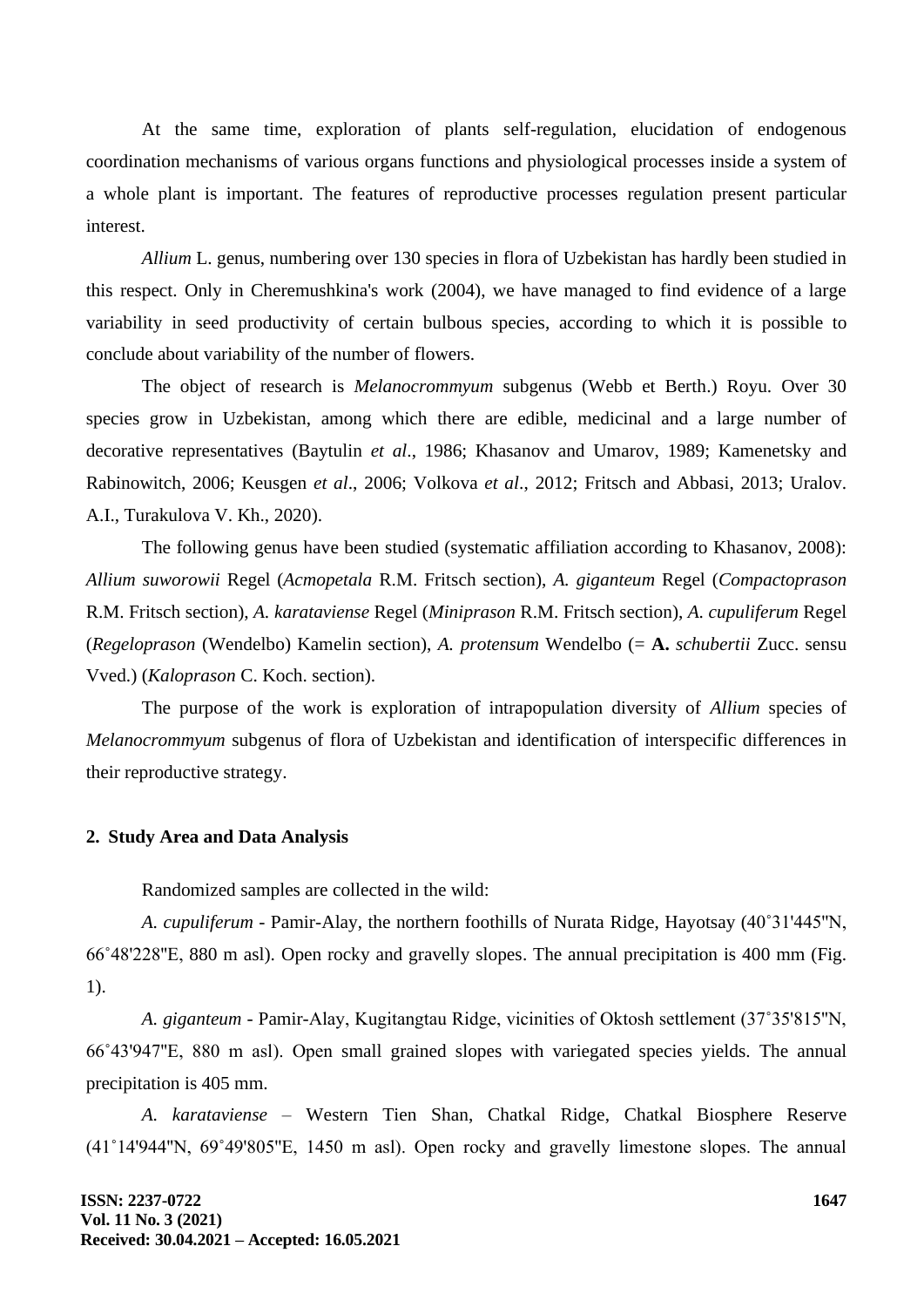At the same time, exploration of plants self-regulation, elucidation of endogenous coordination mechanisms of various organs functions and physiological processes inside a system of a whole plant is important. The features of reproductive processes regulation present particular interest.

*Allium* L. genus, numbering over 130 species in flora of Uzbekistan has hardly been studied in this respect. Only in Cheremushkina's work (2004), we have managed to find evidence of a large variability in seed productivity of certain bulbous species, according to which it is possible to conclude about variability of the number of flowers.

The object of research is *Melanocrommyum* subgenus (Webb et Berth.) Royu. Over 30 species grow in Uzbekistan, among which there are edible, medicinal and a large number of decorative representatives (Baytulin *et al*., 1986; Khasanov and Umarov, 1989; Kamenetsky and Rabinowitch, 2006; Keusgen *et al*., 2006; Volkova *et al*., 2012; Fritsch and Abbasi, 2013; Uralov. A.I., Turakulova V. Kh., 2020).

The following genus have been studied (systematic affiliation according to Khasanov, 2008): *Allium suworowii* Regel (*Acmopetala* R.M. Fritsch section), *A. giganteum* Regel (*Compactoprason* R.M. Fritsch section), *A. karataviense* Regel (*Miniprason* R.M. Fritsch section), *A. cupuliferum* Regel (*Regeloprason* (Wendelbo) Kamelin section), *A. protensum* Wendelbo (= **A.** *schubertii* Zucc. sensu Vved.) (*Kaloprason* C. Koch. section).

The purpose of the work is exploration of intrapopulation diversity of *Allium* species of *Melanocrommyum* subgenus of flora of Uzbekistan and identification of interspecific differences in their reproductive strategy.

## 2. Study Area and Data Analysis

Randomized samples are collected in the wild:

*A. cupuliferum* - Pamir-Alay, the northern foothills of Nurata Ridge, Hayotsay (40˚31'445"N, 66˚48'228"E, 880 m asl). Open rocky and gravelly slopes. The annual precipitation is 400 mm (Fig. 1).

*A. giganteum* - Pamir-Alay, Kugitangtau Ridge, vicinities of Oktosh settlement (37˚35'815"N, 66˚43'947"E, 880 m asl). Open small grained slopes with variegated species yields. The annual precipitation is 405 mm.

*A. karataviense* – Western Tien Shan, Chatkal Ridge, Chatkal Biosphere Reserve (41˚14'944"N, 69˚49'805"E, 1450 m asl). Open rocky and gravelly limestone slopes. The annual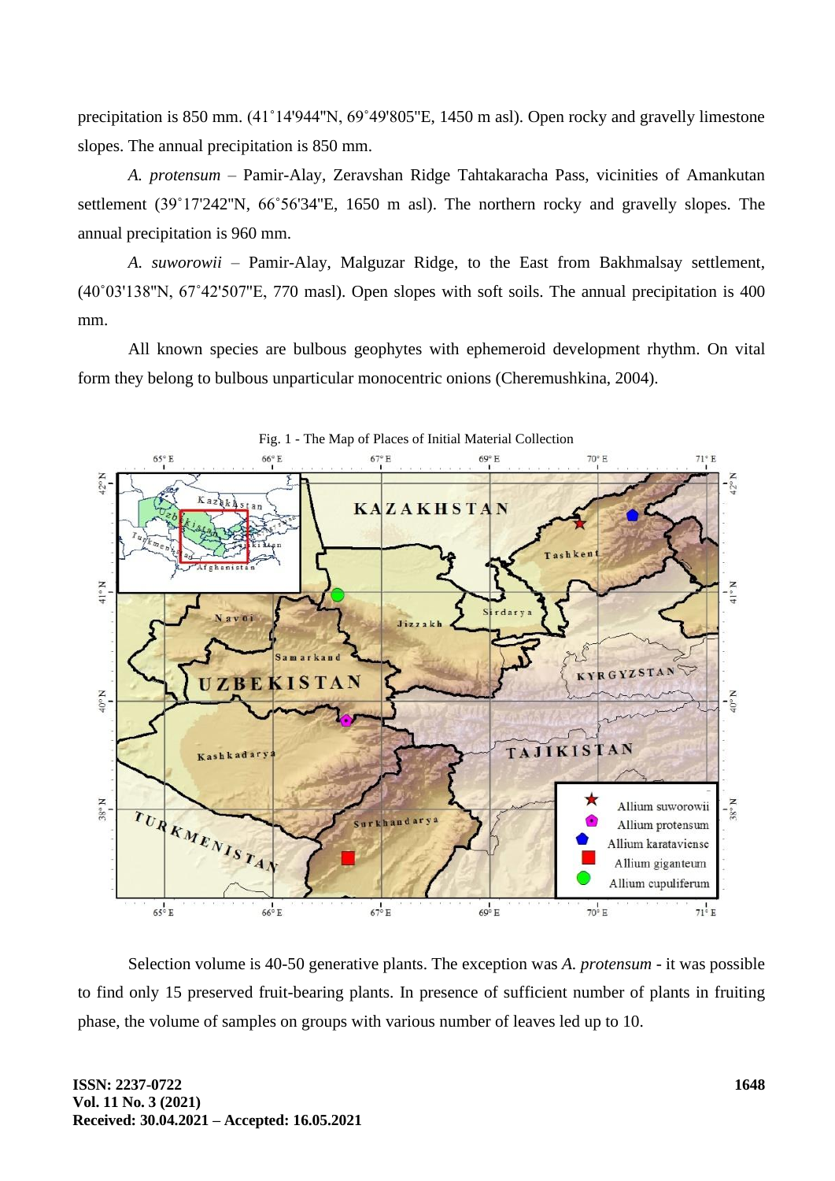precipitation is 850 mm. (41˚14'944"N, 69˚49'805"E, 1450 m asl). Open rocky and gravelly limestone slopes. The annual precipitation is 850 mm.

*A. protensum* – Pamir-Alay, Zeravshan Ridge Tahtakaracha Pass, vicinities of Amankutan settlement (39˚17'242"N, 66˚56'34"E, 1650 m asl). The northern rocky and gravelly slopes. The annual precipitation is 960 mm.

*A. suworowii* – Pamir-Alay, Malguzar Ridge, to the East from Bakhmalsay settlement, (40˚03'138"N, 67˚42'507"E, 770 masl). Open slopes with soft soils. The annual precipitation is 400 mm.

All known species are bulbous geophytes with ephemeroid development rhythm. On vital form they belong to bulbous unparticular monocentric onions (Cheremushkina, 2004).

Fig. 1 - The Map of Places of Initial Material Collection

Selection volume is 40-50 generative plants. The exception was *A. protensum* - it was possible to find only 15 preserved fruit-bearing plants. In presence of sufficient number of plants in fruiting phase, the volume of samples on groups with various number of leaves led up to 10.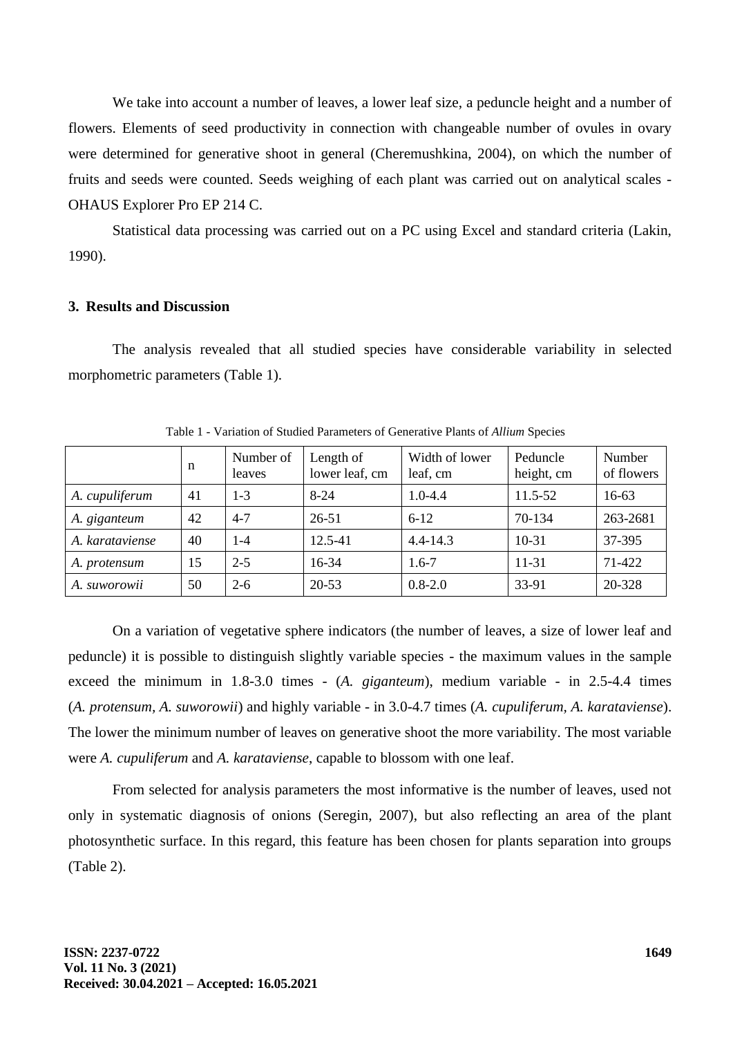We take into account a number of leaves, a lower leaf size, a peduncle height and a number of flowers. Elements of seed productivity in connection with changeable number of ovules in ovary were determined for generative shoot in general (Cheremushkina, 2004), on which the number of fruits and seeds were counted. Seeds weighing of each plant was carried out on analytical scales - OHAUS Explorer Pro EP 214 C.

Statistical data processing was carried out on a PC using Excel and standard criteria (Lakin, 1990).

## 3. Results and Discussion

The analysis revealed that all studied species have considerable variability in selected morphometric parameters (Table 1).

Table 1 - Variation of Studied Parameters of Generative Plants of *Allium* Species

| | n | Number of leaves | Length of lower leaf, cm | Width of lower leaf, cm | Peduncle height, cm | Number of flowers |
|---|---|---|---|---|---|---|
| *A. cupuliferum* | 41 | 1-3 | 8-24 | 1.0-4.4 | 11.5-52 | 16-63 |
| *A. giganteum* | 42 | 4-7 | 26-51 | 6-12 | 70-134 | 263-2681 |
| *A. karataviense* | 40 | 1-4 | 12.5-41 | 4.4-14.3 | 10-31 | 37-395 |
| *A. protensum* | 15 | 2-5 | 16-34 | 1.6-7 | 11-31 | 71-422 |
| *A. suworowii* | 50 | 2-6 | 20-53 | 0.8-2.0 | 33-91 | 20-328 |

On a variation of vegetative sphere indicators (the number of leaves, a size of lower leaf and peduncle) it is possible to distinguish slightly variable species - the maximum values in the sample exceed the minimum in 1.8-3.0 times - (*A. giganteum*), medium variable - in 2.5-4.4 times (*A. protensum, A. suworowii*) and highly variable - in 3.0-4.7 times (*A. cupuliferum, A. karataviense*). The lower the minimum number of leaves on generative shoot the more variability. The most variable were *A. cupuliferum* and *A. karataviense*, capable to blossom with one leaf.

From selected for analysis parameters the most informative is the number of leaves, used not only in systematic diagnosis of onions (Seregin, 2007), but also reflecting an area of the plant photosynthetic surface. In this regard, this feature has been chosen for plants separation into groups (Table 2).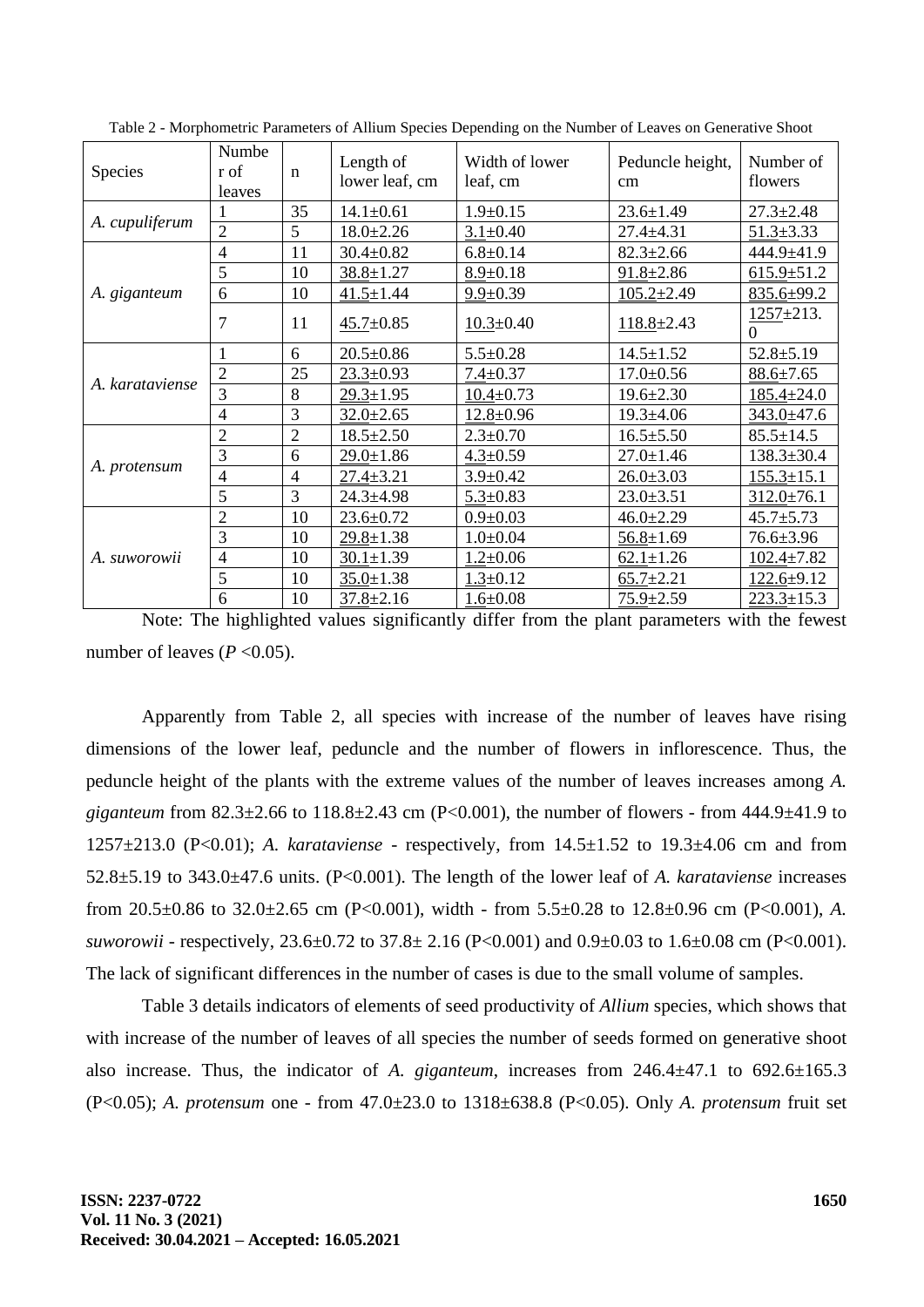Table 2 - Morphometric Parameters of Allium Species Depending on the Number of Leaves on Generative Shoot

| Species | Number of leaves | n | Length of lower leaf, cm | Width of lower leaf, cm | Peduncle height, cm | Number of flowers |
|---|---|---|---|---|---|---|
| *A. cupuliferum* | 1 | 35 | 14.1±0.61 | 1.9±0.15 | 23.6±1.49 | 27.3±2.48 |
| | 2 | 5 | 18.0±2.26 | <u>3.1</u>±0.40 | 27.4±4.31 | <u>51.3</u>±3.33 |
| *A. giganteum* | 4 | 11 | 30.4±0.82 | 6.8±0.14 | 82.3±2.66 | 444.9±41.9 |
| | 5 | 10 | <u>38.8</u>±1.27 | <u>8.9</u>±0.18 | <u>91.8</u>±2.86 | <u>615.9</u>±51.2 |
| | 6 | 10 | <u>41.5</u>±1.44 | <u>9.9</u>±0.39 | <u>105.2</u>±2.49 | <u>835.6</u>±99.2 |
| | 7 | 11 | <u>45.7</u>±0.85 | <u>10.3</u>±0.40 | <u>118.8</u>±2.43 | <u>1257</u>±213.0 |
| *A. karataviense* | 1 | 6 | 20.5±0.86 | 5.5±0.28 | 14.5±1.52 | 52.8±5.19 |
| | 2 | 25 | <u>23.3</u>±0.93 | <u>7.4</u>±0.37 | 17.0±0.56 | <u>88.6</u>±7.65 |
| | 3 | 8 | <u>29.3</u>±1.95 | <u>10.4</u>±0.73 | 19.6±2.30 | <u>185.4</u>±24.0 |
| | 4 | 3 | <u>32.0</u>±2.65 | <u>12.8</u>±0.96 | 19.3±4.06 | <u>343.0</u>±47.6 |
| *A. protensum* | 2 | 2 | 18.5±2.50 | 2.3±0.70 | 16.5±5.50 | 85.5±14.5 |
| | 3 | 6 | <u>29.0</u>±1.86 | <u>4.3</u>±0.59 | 27.0±1.46 | 138.3±30.4 |
| | 4 | 4 | <u>27.4</u>±3.21 | 3.9±0.42 | 26.0±3.03 | <u>155.3</u>±15.1 |
| | 5 | 3 | 24.3±4.98 | <u>5.3</u>±0.83 | 23.0±3.51 | <u>312.0</u>±76.1 |
| *A. suworowii* | 2 | 10 | 23.6±0.72 | 0.9±0.03 | 46.0±2.29 | 45.7±5.73 |
| | 3 | 10 | <u>29.8</u>±1.38 | 1.0±0.04 | <u>56.8</u>±1.69 | 76.6±3.96 |
| | 4 | 10 | <u>30.1</u>±1.39 | <u>1.2</u>±0.06 | <u>62.1</u>±1.26 | <u>102.4</u>±7.82 |
| | 5 | 10 | <u>35.0</u>±1.38 | <u>1.3</u>±0.12 | <u>65.7</u>±2.21 | <u>122.6</u>±9.12 |
| | 6 | 10 | <u>37.8</u>±2.16 | <u>1.6</u>±0.08 | <u>75.9</u>±2.59 | <u>223.3</u>±15.3 |

Note: The highlighted values significantly differ from the plant parameters with the fewest number of leaves ($P < 0.05$).

Apparently from Table 2, all species with increase of the number of leaves have rising dimensions of the lower leaf, peduncle and the number of flowers in inflorescence. Thus, the peduncle height of the plants with the extreme values of the number of leaves increases among *A. giganteum* from 82.3±2.66 to 118.8±2.43 cm (P<0.001), the number of flowers - from 444.9±41.9 to 1257±213.0 (P<0.01); *A. karataviense* - respectively, from 14.5±1.52 to 19.3±4.06 cm and from 52.8±5.19 to 343.0±47.6 units. (P<0.001). The length of the lower leaf of *A. karataviense* increases from 20.5±0.86 to 32.0±2.65 cm (P<0.001), width - from 5.5±0.28 to 12.8±0.96 cm (P<0.001), *A. suworowii* - respectively, 23.6±0.72 to 37.8± 2.16 (P<0.001) and 0.9±0.03 to 1.6±0.08 cm (P<0.001). The lack of significant differences in the number of cases is due to the small volume of samples.

Table 3 details indicators of elements of seed productivity of *Allium* species, which shows that with increase of the number of leaves of all species the number of seeds formed on generative shoot also increase. Thus, the indicator of *A. giganteum*, increases from 246.4±47.1 to 692.6±165.3 (P<0.05); *A. protensum* one - from 47.0±23.0 to 1318±638.8 (P<0.05). Only *A. protensum* fruit set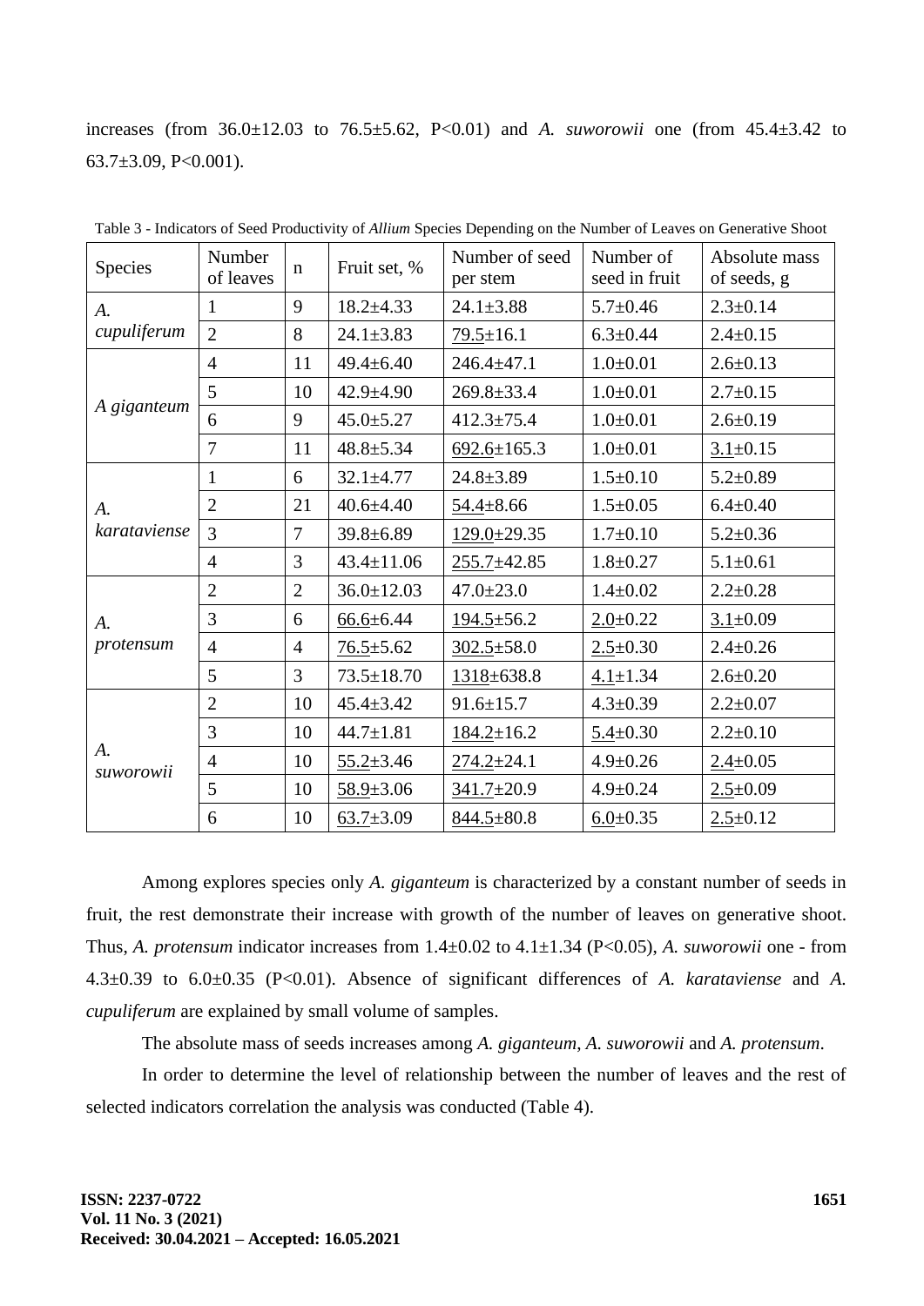increases (from 36.0±12.03 to 76.5±5.62, $P<0.01$) and *A. suworowii* one (from 45.4±3.42 to 63.7±3.09, $P<0.001$).

Table 3 - Indicators of Seed Productivity of *Allium* Species Depending on the Number of Leaves on Generative Shoot

| Species | Number of leaves | n | Fruit set, % | Number of seed per stem | Number of seed in fruit | Absolute mass of seeds, g |
|---|---|---|---|---|---|---|
| *A. cupuliferum* | 1 | 9 | 18.2±4.33 | 24.1±3.88 | 5.7±0.46 | 2.3±0.14 |
| | 2 | 8 | 24.1±3.83 | <u>79.5</u>±16.1 | 6.3±0.44 | 2.4±0.15 |
| *A giganteum* | 4 | 11 | 49.4±6.40 | 246.4±47.1 | 1.0±0.01 | 2.6±0.13 |
| | 5 | 10 | 42.9±4.90 | 269.8±33.4 | 1.0±0.01 | 2.7±0.15 |
| | 6 | 9 | 45.0±5.27 | 412.3±75.4 | 1.0±0.01 | 2.6±0.19 |
| | 7 | 11 | 48.8±5.34 | <u>692.6</u>±165.3 | 1.0±0.01 | <u>3.1</u>±0.15 |
| *A. karataviense* | 1 | 6 | 32.1±4.77 | 24.8±3.89 | 1.5±0.10 | 5.2±0.89 |
| | 2 | 21 | 40.6±4.40 | <u>54.4</u>±8.66 | 1.5±0.05 | 6.4±0.40 |
| | 3 | 7 | 39.8±6.89 | <u>129.0</u>±29.35 | 1.7±0.10 | 5.2±0.36 |
| | 4 | 3 | 43.4±11.06 | <u>255.7</u>±42.85 | 1.8±0.27 | 5.1±0.61 |
| *A. protensum* | 2 | 2 | 36.0±12.03 | 47.0±23.0 | 1.4±0.02 | 2.2±0.28 |
| | 3 | 6 | <u>66.6</u>±6.44 | <u>194.5</u>±56.2 | <u>2.0</u>±0.22 | <u>3.1</u>±0.09 |
| | 4 | 4 | <u>76.5</u>±5.62 | <u>302.5</u>±58.0 | <u>2.5</u>±0.30 | 2.4±0.26 |
| | 5 | 3 | 73.5±18.70 | <u>1318</u>±638.8 | <u>4.1</u>±1.34 | 2.6±0.20 |
| *A. suworowii* | 2 | 10 | 45.4±3.42 | 91.6±15.7 | 4.3±0.39 | 2.2±0.07 |
| | 3 | 10 | 44.7±1.81 | <u>184.2</u>±16.2 | <u>5.4</u>±0.30 | 2.2±0.10 |
| | 4 | 10 | <u>55.2</u>±3.46 | <u>274.2</u>±24.1 | 4.9±0.26 | <u>2.4</u>±0.05 |
| | 5 | 10 | <u>58.9</u>±3.06 | <u>341.7</u>±20.9 | 4.9±0.24 | <u>2.5</u>±0.09 |
| | 6 | 10 | <u>63.7</u>±3.09 | <u>844.5</u>±80.8 | <u>6.0</u>±0.35 | <u>2.5</u>±0.12 |

Among explores species only *A. giganteum* is characterized by a constant number of seeds in fruit, the rest demonstrate their increase with growth of the number of leaves on generative shoot. Thus, *A. protensum* indicator increases from 1.4±0.02 to 4.1±1.34 ($P<0.05$), *A. suworowii* one - from 4.3±0.39 to 6.0±0.35 ($P<0.01$). Absence of significant differences of *A. karataviense* and *A. cupuliferum* are explained by small volume of samples.

The absolute mass of seeds increases among *A. giganteum*, *A. suworowii* and *A. protensum*.

In order to determine the level of relationship between the number of leaves and the rest of selected indicators correlation the analysis was conducted (Table 4).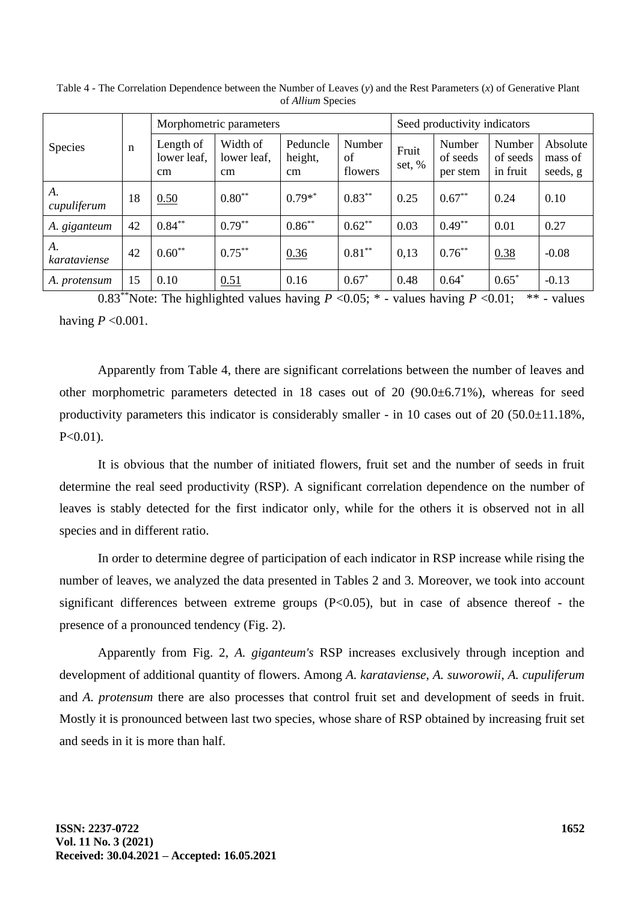Table 4 - The Correlation Dependence between the Number of Leaves (*y*) and the Rest Parameters (*x*) of Generative Plant of *Allium* Species

| Species | n | Morphometric parameters | | | | Seed productivity indicators | | | |
|---|---|---|---|---|---|---|---|---|---|
| | | Length of lower leaf, cm | Width of lower leaf, cm | Peduncle height, cm | Number of flowers | Fruit set, % | Number of seeds per stem | Number of seeds in fruit | Absolute mass of seeds, g |
| *A. cupuliferum* | 18 | <u>0.50</u> | 0.80** | 0.79** | 0.83** | 0.25 | 0.67** | 0.24 | 0.10 |
| *A. giganteum* | 42 | 0.84** | 0.79** | 0.86** | 0.62** | 0.03 | 0.49** | 0.01 | 0.27 |
| *A. karataviense* | 42 | 0.60** | 0.75** | <u>0.36</u> | 0.81** | 0,13 | 0.76** | <u>0.38</u> | -0.08 |
| *A. protensum* | 15 | 0.10 | <u>0.51</u> | 0.16 | 0.67* | 0.48 | 0.64* | 0.65* | -0.13 |

0.83** Note: The highlighted values having $P$ <0.05; * - values having $P$ <0.01; ** - values having $P$ <0.001.

Apparently from Table 4, there are significant correlations between the number of leaves and other morphometric parameters detected in 18 cases out of 20 (90.0±6.71%), whereas for seed productivity parameters this indicator is considerably smaller - in 10 cases out of 20 (50.0±11.18%, P<0.01).

It is obvious that the number of initiated flowers, fruit set and the number of seeds in fruit determine the real seed productivity (RSP). A significant correlation dependence on the number of leaves is stably detected for the first indicator only, while for the others it is observed not in all species and in different ratio.

In order to determine degree of participation of each indicator in RSP increase while rising the number of leaves, we analyzed the data presented in Tables 2 and 3. Moreover, we took into account significant differences between extreme groups (P<0.05), but in case of absence thereof - the presence of a pronounced tendency (Fig. 2).

Apparently from Fig. 2, *A. giganteum's* RSP increases exclusively through inception and development of additional quantity of flowers. Among *A. karataviense*, *A. suworowii*, *A. cupuliferum* and *A. protensum* there are also processes that control fruit set and development of seeds in fruit. Mostly it is pronounced between last two species, whose share of RSP obtained by increasing fruit set and seeds in it is more than half.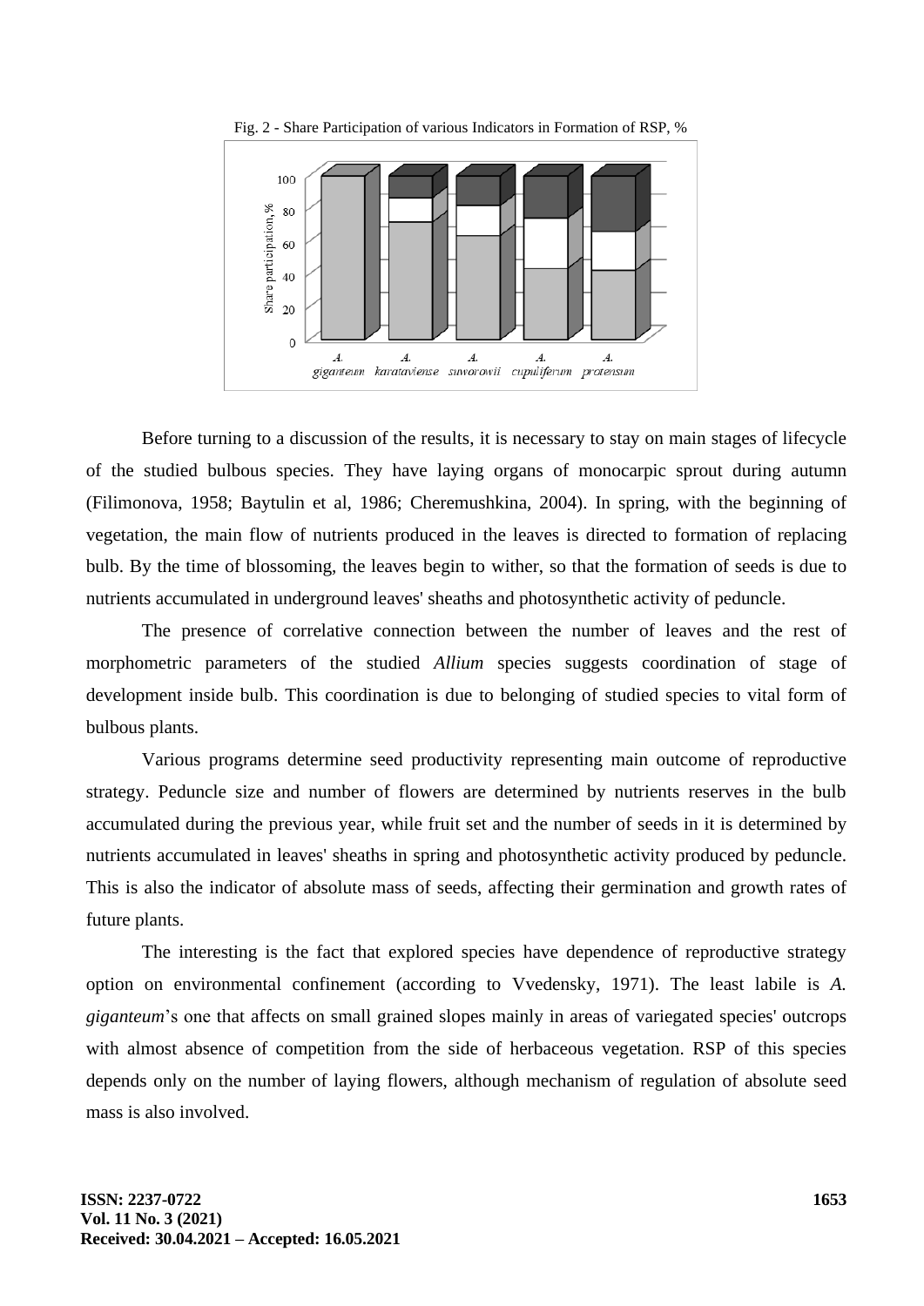Fig. 2 - Share Participation of various Indicators in Formation of RSP, %

Before turning to a discussion of the results, it is necessary to stay on main stages of lifecycle of the studied bulbous species. They have laying organs of monocarpic sprout during autumn (Filimonova, 1958; Baytulin et al, 1986; Cheremushkina, 2004). In spring, with the beginning of vegetation, the main flow of nutrients produced in the leaves is directed to formation of replacing bulb. By the time of blossoming, the leaves begin to wither, so that the formation of seeds is due to nutrients accumulated in underground leaves' sheaths and photosynthetic activity of peduncle.

The presence of correlative connection between the number of leaves and the rest of morphometric parameters of the studied *Allium* species suggests coordination of stage of development inside bulb. This coordination is due to belonging of studied species to vital form of bulbous plants.

Various programs determine seed productivity representing main outcome of reproductive strategy. Peduncle size and number of flowers are determined by nutrients reserves in the bulb accumulated during the previous year, while fruit set and the number of seeds in it is determined by nutrients accumulated in leaves' sheaths in spring and photosynthetic activity produced by peduncle. This is also the indicator of absolute mass of seeds, affecting their germination and growth rates of future plants.

The interesting is the fact that explored species have dependence of reproductive strategy option on environmental confinement (according to Vvedensky, 1971). The least labile is *A. giganteum*'s one that affects on small grained slopes mainly in areas of variegated species' outcrops with almost absence of competition from the side of herbaceous vegetation. RSP of this species depends only on the number of laying flowers, although mechanism of regulation of absolute seed mass is also involved.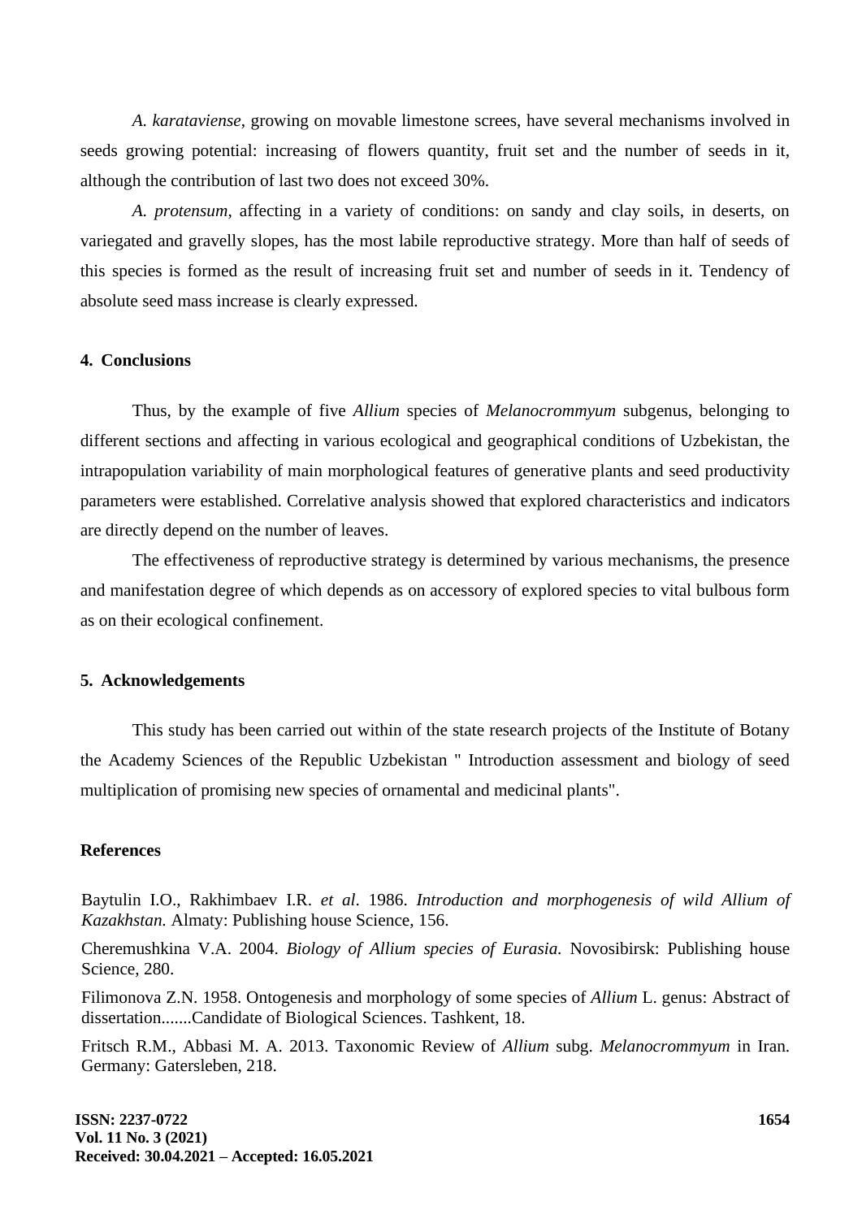*A. karataviense*, growing on movable limestone screes, have several mechanisms involved in seeds growing potential: increasing of flowers quantity, fruit set and the number of seeds in it, although the contribution of last two does not exceed 30%.

*A. protensum*, affecting in a variety of conditions: on sandy and clay soils, in deserts, on variegated and gravelly slopes, has the most labile reproductive strategy. More than half of seeds of this species is formed as the result of increasing fruit set and number of seeds in it. Tendency of absolute seed mass increase is clearly expressed.

## 4. Conclusions

Thus, by the example of five *Allium* species of *Melanocrommyum* subgenus, belonging to different sections and affecting in various ecological and geographical conditions of Uzbekistan, the intrapopulation variability of main morphological features of generative plants and seed productivity parameters were established. Correlative analysis showed that explored characteristics and indicators are directly depend on the number of leaves.

The effectiveness of reproductive strategy is determined by various mechanisms, the presence and manifestation degree of which depends as on accessory of explored species to vital bulbous form as on their ecological confinement.

## 5. Acknowledgements

This study has been carried out within of the state research projects of the Institute of Botany the Academy Sciences of the Republic Uzbekistan " Introduction assessment and biology of seed multiplication of promising new species of ornamental and medicinal plants".

## References

Baytulin I.O., Rakhimbaev I.R. *et al*. 1986. *Introduction and morphogenesis of wild Allium of Kazakhstan.* Almaty: Publishing house Science, 156.

Cheremushkina V.A. 2004. *Biology of Allium species of Eurasia.* Novosibirsk: Publishing house Science, 280.

Filimonova Z.N. 1958. Ontogenesis and morphology of some species of *Allium* L. genus: Abstract of dissertation.......Candidate of Biological Sciences. Tashkent, 18.

Fritsch R.M., Abbasi M. A. 2013. Taxonomic Review of *Allium* subg. *Melanocrommyum* in Iran. Germany: Gatersleben, 218.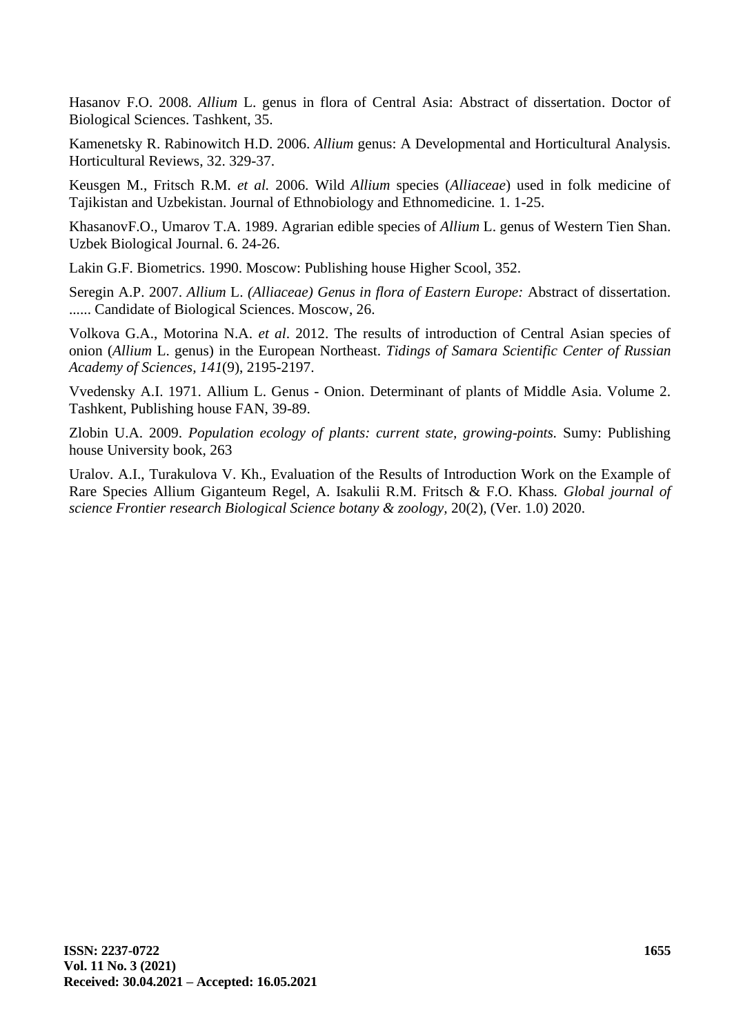Hasanov F.O. 2008. *Allium* L. genus in flora of Central Asia: Abstract of dissertation. Doctor of Biological Sciences. Tashkent, 35.

Kamenetsky R. Rabinowitch H.D. 2006. *Allium* genus: A Developmental and Horticultural Analysis. Horticultural Reviews, 32. 329-37.

Keusgen M., Fritsch R.M. *et al.* 2006. Wild *Allium* species (*Alliaceae*) used in folk medicine of Tajikistan and Uzbekistan. Journal of Ethnobiology and Ethnomedicine. 1. 1-25.

KhasanovF.O., Umarov T.A. 1989. Agrarian edible species of *Allium* L. genus of Western Tien Shan. Uzbek Biological Journal. 6. 24-26.

Lakin G.F. Biometrics. 1990. Moscow: Publishing house Higher Scool, 352.

Seregin A.P. 2007. *Allium* L. *(Alliaceae) Genus in flora of Eastern Europe:* Abstract of dissertation. ...... Candidate of Biological Sciences. Moscow, 26.

Volkova G.A., Motorina N.A. *et al*. 2012. The results of introduction of Central Asian species of onion (*Allium* L. genus) in the European Northeast. *Tidings of Samara Scientific Center of Russian Academy of Sciences, 141*(9), 2195-2197.

Vvedensky A.I. 1971. Allium L. Genus - Onion. Determinant of plants of Middle Asia. Volume 2. Tashkent, Publishing house FAN, 39-89.

Zlobin U.A. 2009. *Population ecology of plants: current state, growing-points.* Sumy: Publishing house University book, 263

Uralov. A.I., Turakulova V. Kh., Evaluation of the Results of Introduction Work on the Example of Rare Species Allium Giganteum Regel, A. Isakulii R.M. Fritsch & F.O. Khass*. Global journal of science Frontier research Biological Science botany & zoology,* 20(2), (Ver. 1.0) 2020.